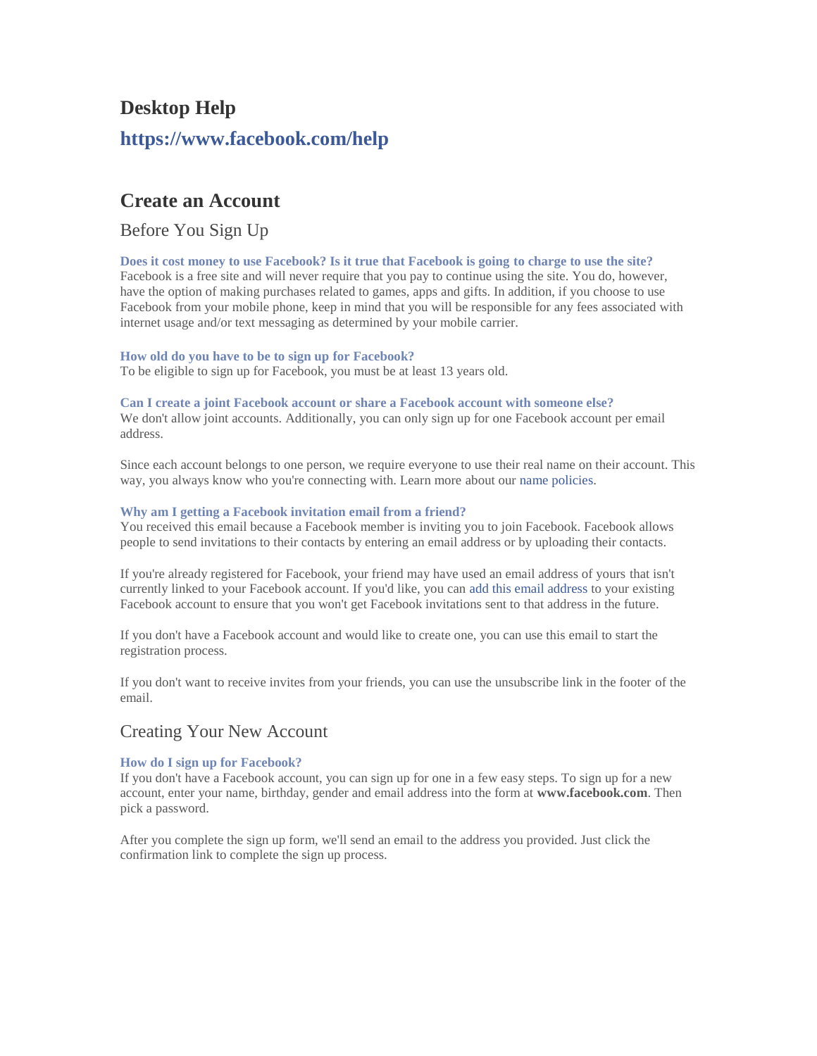# Desktop Help

## https://www.facebook.com/help

## Create an Account

### Before You Sign Up

**Does it cost money to use Facebook? Is it true that Facebook is going to charge to use the site?**
Facebook is a free site and will never require that you pay to continue using the site. You do, however, have the option of making purchases related to games, apps and gifts. In addition, if you choose to use Facebook from your mobile phone, keep in mind that you will be responsible for any fees associated with internet usage and/or text messaging as determined by your mobile carrier.

**How old do you have to be to sign up for Facebook?**
To be eligible to sign up for Facebook, you must be at least 13 years old.

**Can I create a joint Facebook account or share a Facebook account with someone else?**
We don't allow joint accounts. Additionally, you can only sign up for one Facebook account per email address.

Since each account belongs to one person, we require everyone to use their real name on their account. This way, you always know who you're connecting with. Learn more about our name policies.

**Why am I getting a Facebook invitation email from a friend?**
You received this email because a Facebook member is inviting you to join Facebook. Facebook allows people to send invitations to their contacts by entering an email address or by uploading their contacts.

If you're already registered for Facebook, your friend may have used an email address of yours that isn't currently linked to your Facebook account. If you'd like, you can add this email address to your existing Facebook account to ensure that you won't get Facebook invitations sent to that address in the future.

If you don't have a Facebook account and would like to create one, you can use this email to start the registration process.

If you don't want to receive invites from your friends, you can use the unsubscribe link in the footer of the email.

### Creating Your New Account

**How do I sign up for Facebook?**
If you don't have a Facebook account, you can sign up for one in a few easy steps. To sign up for a new account, enter your name, birthday, gender and email address into the form at **www.facebook.com**. Then pick a password.

After you complete the sign up form, we'll send an email to the address you provided. Just click the confirmation link to complete the sign up process.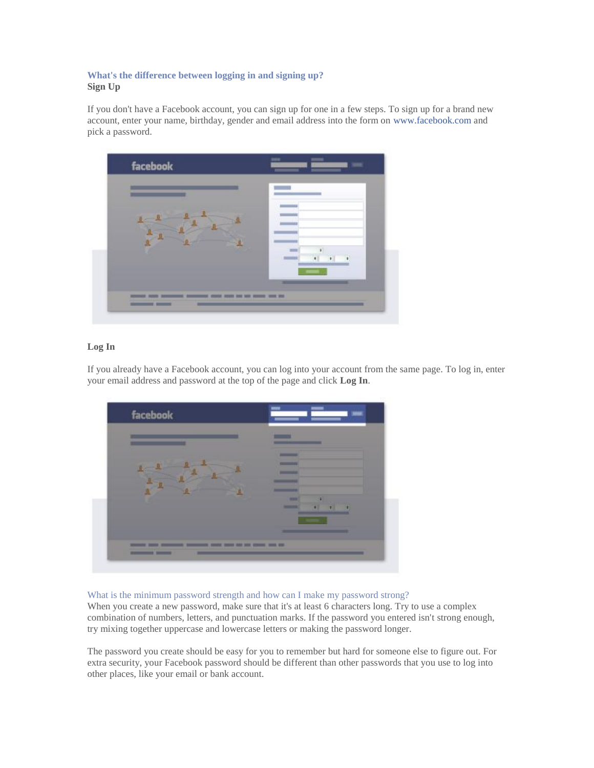### What's the difference between logging in and signing up?

**Sign Up**

If you don't have a Facebook account, you can sign up for one in a few steps. To sign up for a brand new account, enter your name, birthday, gender and email address into the form on www.facebook.com and pick a password.

**Log In**

If you already have a Facebook account, you can log into your account from the same page. To log in, enter your email address and password at the top of the page and click **Log In**.

### What is the minimum password strength and how can I make my password strong?

When you create a new password, make sure that it's at least 6 characters long. Try to use a complex combination of numbers, letters, and punctuation marks. If the password you entered isn't strong enough, try mixing together uppercase and lowercase letters or making the password longer.

The password you create should be easy for you to remember but hard for someone else to figure out. For extra security, your Facebook password should be different than other passwords that you use to log into other places, like your email or bank account.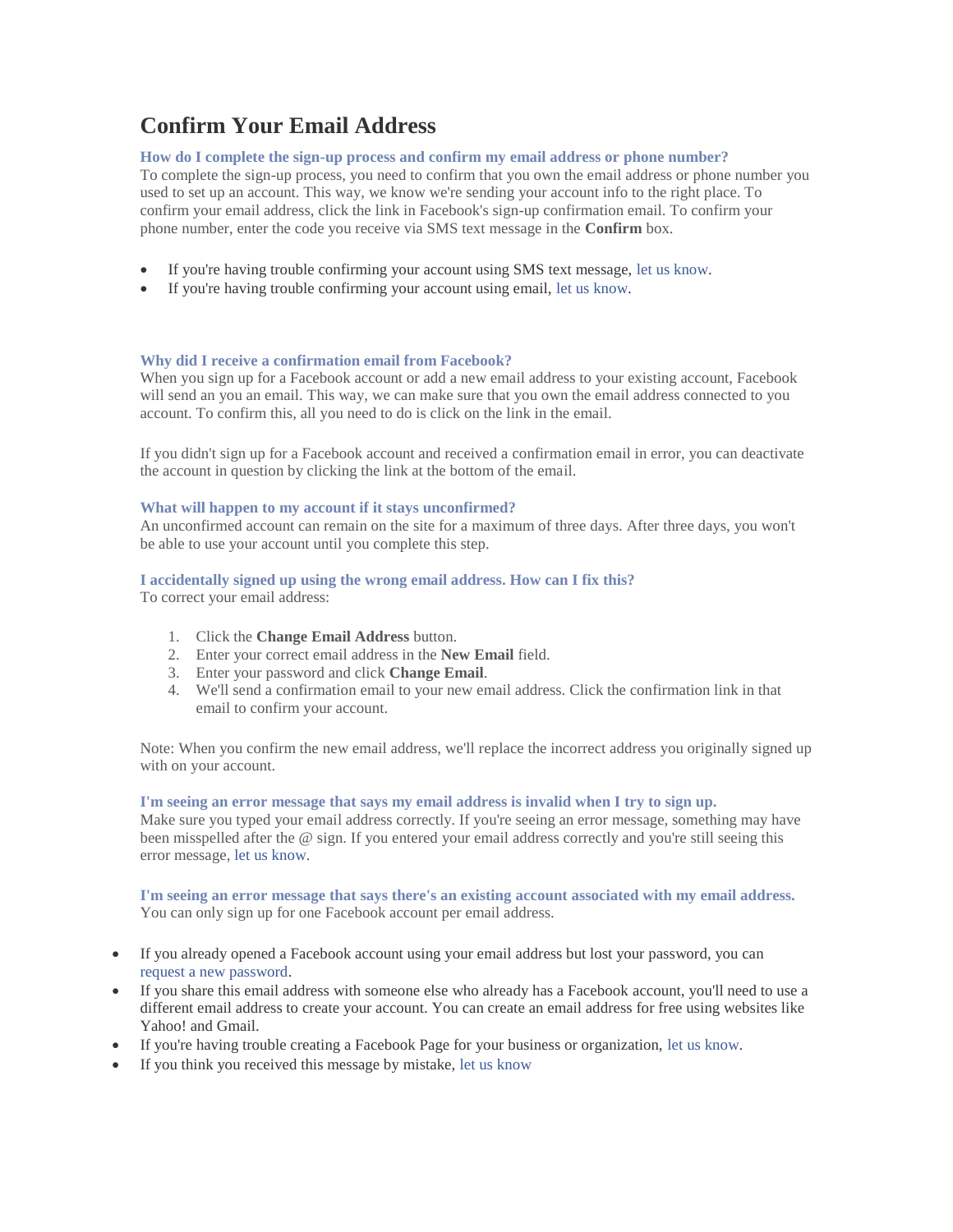# Confirm Your Email Address

### How do I complete the sign-up process and confirm my email address or phone number?

To complete the sign-up process, you need to confirm that you own the email address or phone number you used to set up an account. This way, we know we're sending your account info to the right place. To confirm your email address, click the link in Facebook's sign-up confirmation email. To confirm your phone number, enter the code you receive via SMS text message in the **Confirm** box.

- If you're having trouble confirming your account using SMS text message, let us know.
- If you're having trouble confirming your account using email, let us know.

### Why did I receive a confirmation email from Facebook?

When you sign up for a Facebook account or add a new email address to your existing account, Facebook will send an you an email. This way, we can make sure that you own the email address connected to you account. To confirm this, all you need to do is click on the link in the email.

If you didn't sign up for a Facebook account and received a confirmation email in error, you can deactivate the account in question by clicking the link at the bottom of the email.

### What will happen to my account if it stays unconfirmed?

An unconfirmed account can remain on the site for a maximum of three days. After three days, you won't be able to use your account until you complete this step.

### I accidentally signed up using the wrong email address. How can I fix this?

To correct your email address:

1. Click the **Change Email Address** button.
2. Enter your correct email address in the **New Email** field.
3. Enter your password and click **Change Email**.
4. We'll send a confirmation email to your new email address. Click the confirmation link in that email to confirm your account.

Note: When you confirm the new email address, we'll replace the incorrect address you originally signed up with on your account.

### I'm seeing an error message that says my email address is invalid when I try to sign up.

Make sure you typed your email address correctly. If you're seeing an error message, something may have been misspelled after the @ sign. If you entered your email address correctly and you're still seeing this error message, let us know.

### I'm seeing an error message that says there's an existing account associated with my email address.

You can only sign up for one Facebook account per email address.

- If you already opened a Facebook account using your email address but lost your password, you can request a new password.
- If you share this email address with someone else who already has a Facebook account, you'll need to use a different email address to create your account. You can create an email address for free using websites like Yahoo! and Gmail.
- If you're having trouble creating a Facebook Page for your business or organization, let us know.
- If you think you received this message by mistake, let us know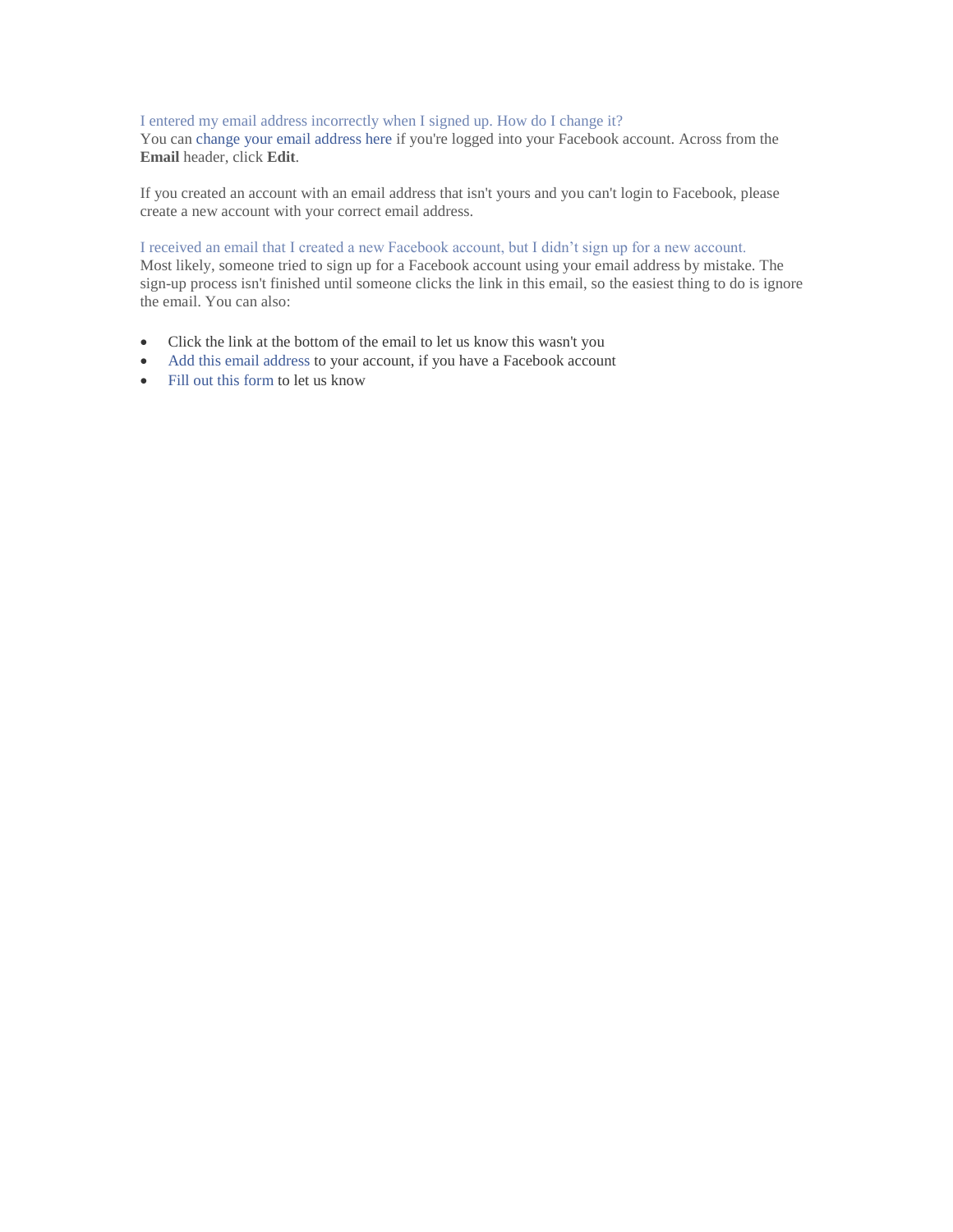### I entered my email address incorrectly when I signed up. How do I change it?

You can change your email address here if you're logged into your Facebook account. Across from the **Email** header, click **Edit**.

If you created an account with an email address that isn't yours and you can't login to Facebook, please create a new account with your correct email address.

### I received an email that I created a new Facebook account, but I didn't sign up for a new account.

Most likely, someone tried to sign up for a Facebook account using your email address by mistake. The sign-up process isn't finished until someone clicks the link in this email, so the easiest thing to do is ignore the email. You can also:

- Click the link at the bottom of the email to let us know this wasn't you
- Add this email address to your account, if you have a Facebook account
- Fill out this form to let us know